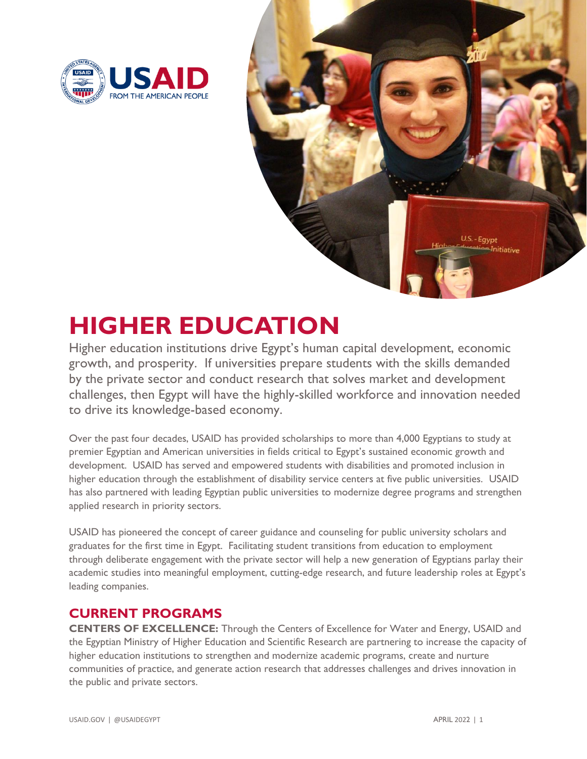# HIGHER EDUCATION

Higher education institutions drive Egypt's human capital development, economic growth, and prosperity. If universities prepare students with the skills demanded by the private sector and conduct research that solves market and development challenges, then Egypt will have the highly-skilled workforce and innovation needed to drive its knowledge-based economy.

Over the past four decades, USAID has provided scholarships to more than 4,000 Egyptians to study at premier Egyptian and American universities in fields critical to Egypt's sustained economic growth and development. USAID has served and empowered students with disabilities and promoted inclusion in higher education through the establishment of disability service centers at five public universities. USAID has also partnered with leading Egyptian public universities to modernize degree programs and strengthen applied research in priority sectors.

USAID has pioneered the concept of career guidance and counseling for public university scholars and graduates for the first time in Egypt. Facilitating student transitions from education to employment through deliberate engagement with the private sector will help a new generation of Egyptians parlay their academic studies into meaningful employment, cutting-edge research, and future leadership roles at Egypt's leading companies.

## CURRENT PROGRAMS

**CENTERS OF EXCELLENCE:** Through the Centers of Excellence for Water and Energy, USAID and the Egyptian Ministry of Higher Education and Scientific Research are partnering to increase the capacity of higher education institutions to strengthen and modernize academic programs, create and nurture communities of practice, and generate action research that addresses challenges and drives innovation in the public and private sectors.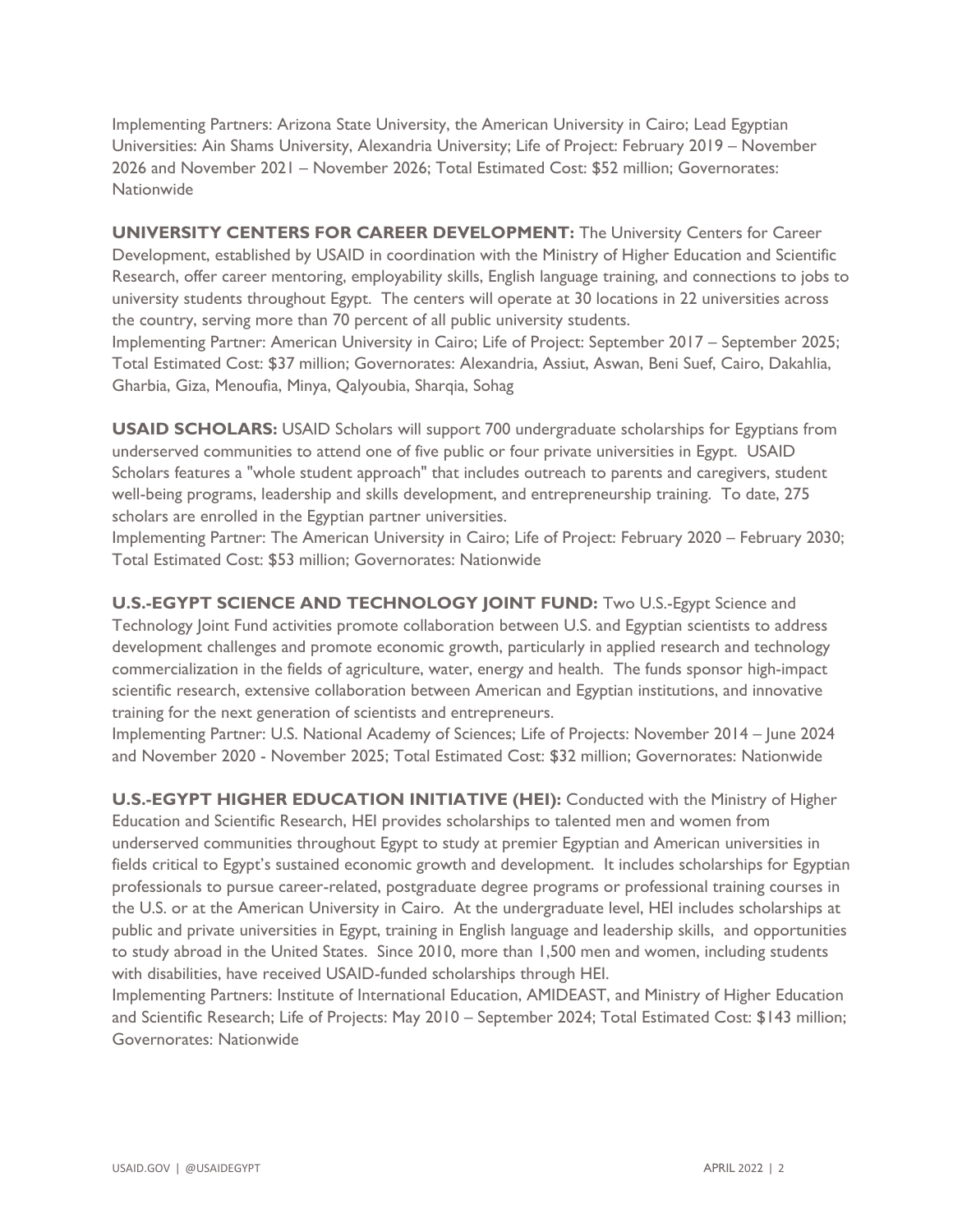Implementing Partners: Arizona State University, the American University in Cairo; Lead Egyptian Universities: Ain Shams University, Alexandria University; Life of Project: February 2019 – November 2026 and November 2021 – November 2026; Total Estimated Cost: $52 million; Governorates: Nationwide

**UNIVERSITY CENTERS FOR CAREER DEVELOPMENT:** The University Centers for Career Development, established by USAID in coordination with the Ministry of Higher Education and Scientific Research, offer career mentoring, employability skills, English language training, and connections to jobs to university students throughout Egypt. The centers will operate at 30 locations in 22 universities across the country, serving more than 70 percent of all public university students.
Implementing Partner: American University in Cairo; Life of Project: September 2017 – September 2025; Total Estimated Cost: $37 million; Governorates: Alexandria, Assiut, Aswan, Beni Suef, Cairo, Dakahlia, Gharbia, Giza, Menoufia, Minya, Qalyoubia, Sharqia, Sohag

**USAID SCHOLARS:** USAID Scholars will support 700 undergraduate scholarships for Egyptians from underserved communities to attend one of five public or four private universities in Egypt. USAID Scholars features a "whole student approach" that includes outreach to parents and caregivers, student well-being programs, leadership and skills development, and entrepreneurship training. To date, 275 scholars are enrolled in the Egyptian partner universities.
Implementing Partner: The American University in Cairo; Life of Project: February 2020 – February 2030; Total Estimated Cost: $53 million; Governorates: Nationwide

**U.S.-EGYPT SCIENCE AND TECHNOLOGY JOINT FUND:** Two U.S.-Egypt Science and Technology Joint Fund activities promote collaboration between U.S. and Egyptian scientists to address development challenges and promote economic growth, particularly in applied research and technology commercialization in the fields of agriculture, water, energy and health. The funds sponsor high-impact scientific research, extensive collaboration between American and Egyptian institutions, and innovative training for the next generation of scientists and entrepreneurs.
Implementing Partner: U.S. National Academy of Sciences; Life of Projects: November 2014 – June 2024 and November 2020 - November 2025; Total Estimated Cost: $32 million; Governorates: Nationwide

**U.S.-EGYPT HIGHER EDUCATION INITIATIVE (HEI):** Conducted with the Ministry of Higher Education and Scientific Research, HEI provides scholarships to talented men and women from underserved communities throughout Egypt to study at premier Egyptian and American universities in fields critical to Egypt's sustained economic growth and development. It includes scholarships for Egyptian professionals to pursue career-related, postgraduate degree programs or professional training courses in the U.S. or at the American University in Cairo. At the undergraduate level, HEI includes scholarships at public and private universities in Egypt, training in English language and leadership skills, and opportunities to study abroad in the United States. Since 2010, more than 1,500 men and women, including students with disabilities, have received USAID-funded scholarships through HEI.
Implementing Partners: Institute of International Education, AMIDEAST, and Ministry of Higher Education and Scientific Research; Life of Projects: May 2010 – September 2024; Total Estimated Cost: $143 million; Governorates: Nationwide